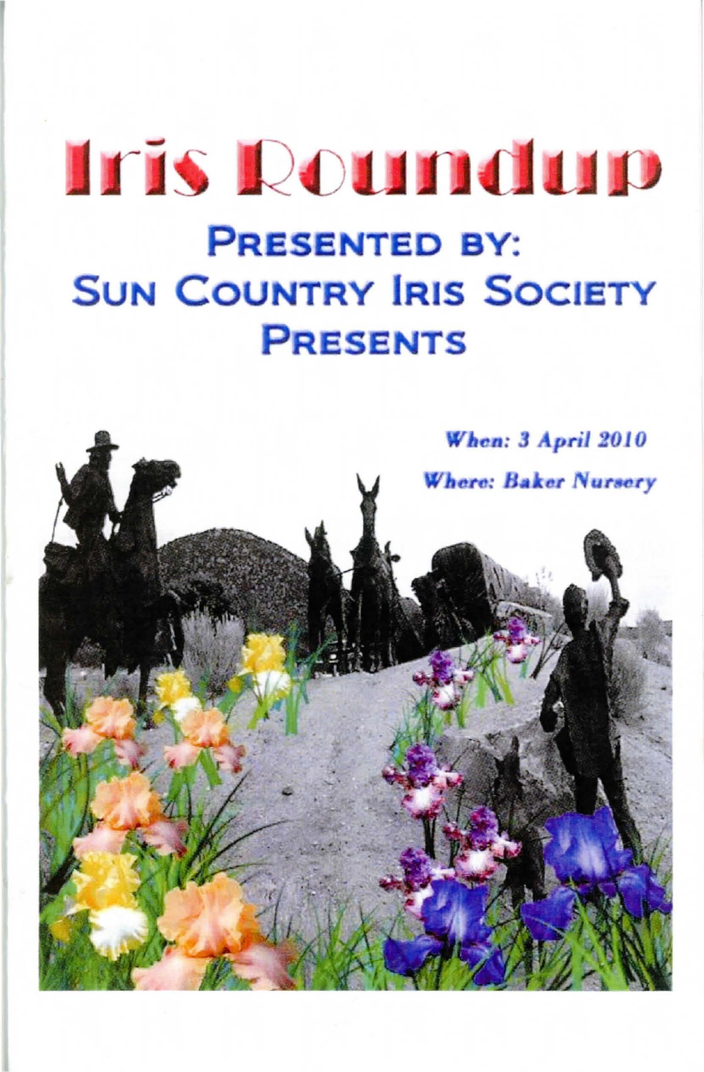# Iris Roundup

## PRESENTED BY:
## SUN COUNTRY IRIS SOCIETY
## PRESENTS

***When: 3 April 2010***

***Where: Baker Nursery***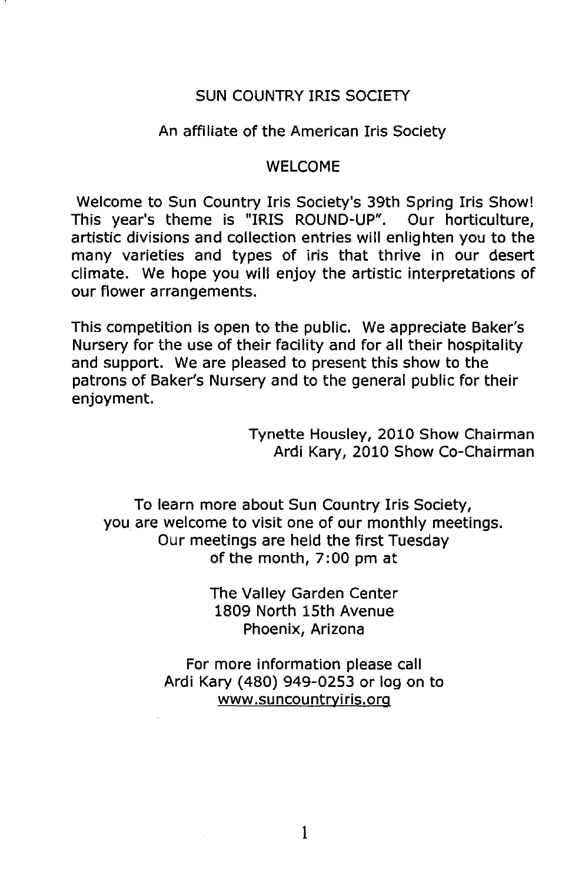## SUN COUNTRY IRIS SOCIETY

An affiliate of the American Iris Society

### WELCOME

Welcome to Sun Country Iris Society's 39th Spring Iris Show! This year's theme is "IRIS ROUND-UP". Our horticulture, artistic divisions and collection entries will enlighten you to the many varieties and types of iris that thrive in our desert climate. We hope you will enjoy the artistic interpretations of our flower arrangements.

This competition is open to the public. We appreciate Baker's Nursery for the use of their facility and for all their hospitality and support. We are pleased to present this show to the patrons of Baker's Nursery and to the general public for their enjoyment.

Tynette Housley, 2010 Show Chairman
Ardi Kary, 2010 Show Co-Chairman

To learn more about Sun Country Iris Society,
you are welcome to visit one of our monthly meetings.
Our meetings are held the first Tuesday
of the month, 7:00 pm at

The Valley Garden Center
1809 North 15th Avenue
Phoenix, Arizona

For more information please call
Ardi Kary (480) 949-0253 or log on to
www.suncountryiris.org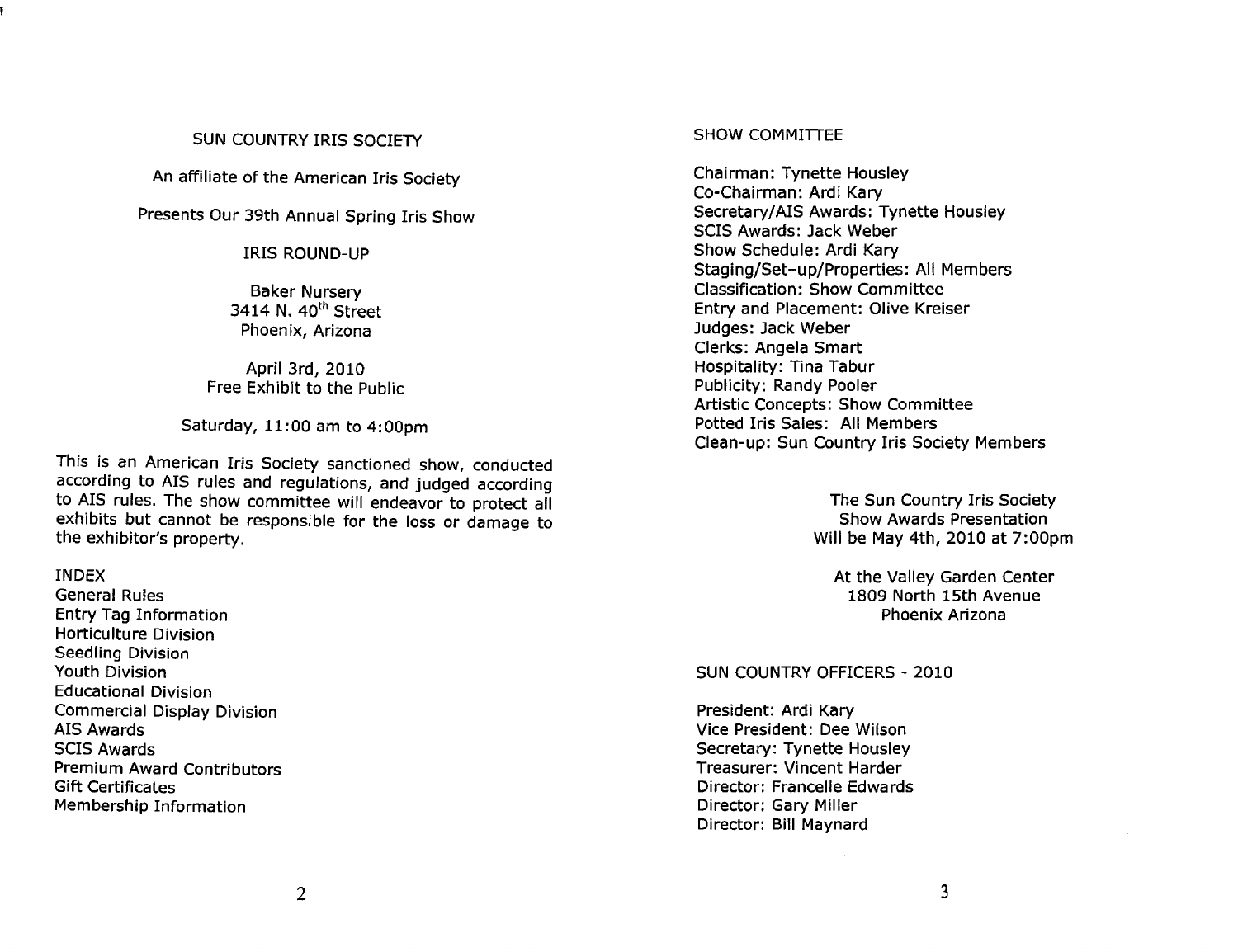# SUN COUNTRY IRIS SOCIETY

An affiliate of the American Iris Society

Presents Our 39th Annual Spring Iris Show

## IRIS ROUND-UP

Baker Nursery
3414 N. 40th Street
Phoenix, Arizona

April 3rd, 2010
Free Exhibit to the Public

Saturday, 11:00 am to 4:00pm

This is an American Iris Society sanctioned show, conducted according to AIS rules and regulations, and judged according to AIS rules. The show committee will endeavor to protect all exhibits but cannot be responsible for the loss or damage to the exhibitor's property.

## INDEX

- General Rules
- Entry Tag Information
- Horticulture Division
- Seedling Division
- Youth Division
- Educational Division
- Commercial Display Division
- AIS Awards
- SCIS Awards
- Premium Award Contributors
- Gift Certificates
- Membership Information

## SHOW COMMITTEE

Chairman: Tynette Housley
Co-Chairman: Ardi Kary
Secretary/AIS Awards: Tynette Housley
SCIS Awards: Jack Weber
Show Schedule: Ardi Kary
Staging/Set-up/Properties: All Members
Classification: Show Committee
Entry and Placement: Olive Kreiser
Judges: Jack Weber
Clerks: Angela Smart
Hospitality: Tina Tabur
Publicity: Randy Pooler
Artistic Concepts: Show Committee
Potted Iris Sales: All Members
Clean-up: Sun Country Iris Society Members

The Sun Country Iris Society
Show Awards Presentation
Will be May 4th, 2010 at 7:00pm

At the Valley Garden Center
1809 North 15th Avenue
Phoenix Arizona

## SUN COUNTRY OFFICERS - 2010

President: Ardi Kary
Vice President: Dee Wilson
Secretary: Tynette Housley
Treasurer: Vincent Harder
Director: Francelle Edwards
Director: Gary Miller
Director: Bill Maynard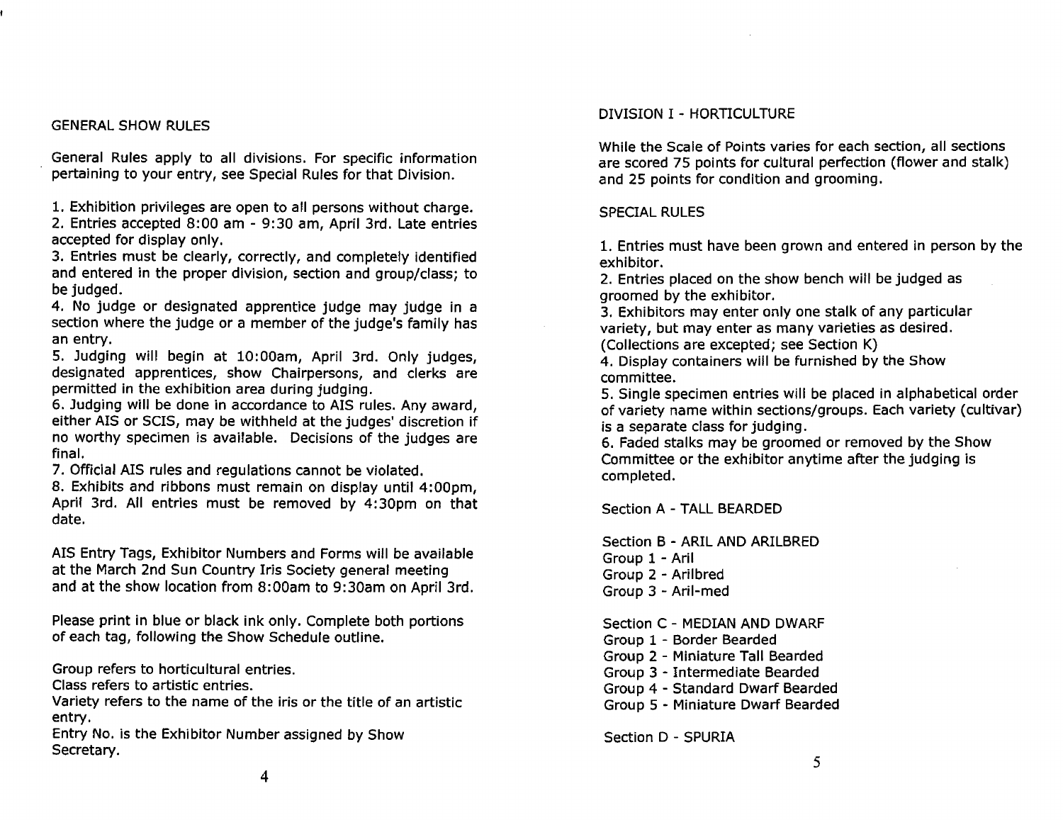## GENERAL SHOW RULES

General Rules apply to all divisions. For specific information pertaining to your entry, see Special Rules for that Division.

1. Exhibition privileges are open to all persons without charge.
2. Entries accepted 8:00 am - 9:30 am, April 3rd. Late entries accepted for display only.
3. Entries must be clearly, correctly, and completely identified and entered in the proper division, section and group/class; to be judged.
4. No judge or designated apprentice judge may judge in a section where the judge or a member of the judge's family has an entry.
5. Judging will begin at 10:00am, April 3rd. Only judges, designated apprentices, show Chairpersons, and clerks are permitted in the exhibition area during judging.
6. Judging will be done in accordance to AIS rules. Any award, either AIS or SCIS, may be withheld at the judges' discretion if no worthy specimen is available. Decisions of the judges are final.
7. Official AIS rules and regulations cannot be violated.
8. Exhibits and ribbons must remain on display until 4:00pm, April 3rd. All entries must be removed by 4:30pm on that date.

AIS Entry Tags, Exhibitor Numbers and Forms will be available at the March 2nd Sun Country Iris Society general meeting and at the show location from 8:00am to 9:30am on April 3rd.

Please print in blue or black ink only. Complete both portions of each tag, following the Show Schedule outline.

Group refers to horticultural entries.
Class refers to artistic entries.
Variety refers to the name of the iris or the title of an artistic entry.
Entry No. is the Exhibitor Number assigned by Show Secretary.

## DIVISION I - HORTICULTURE

While the Scale of Points varies for each section, all sections are scored 75 points for cultural perfection (flower and stalk) and 25 points for condition and grooming.

### SPECIAL RULES

1. Entries must have been grown and entered in person by the exhibitor.
2. Entries placed on the show bench will be judged as groomed by the exhibitor.
3. Exhibitors may enter only one stalk of any particular variety, but may enter as many varieties as desired. (Collections are excepted; see Section K)
4. Display containers will be furnished by the Show committee.
5. Single specimen entries will be placed in alphabetical order of variety name within sections/groups. Each variety (cultivar) is a separate class for judging.
6. Faded stalks may be groomed or removed by the Show Committee or the exhibitor anytime after the judging is completed.

Section A - TALL BEARDED

Section B - ARIL AND ARILBRED
Group 1 - Aril
Group 2 - Arilbred
Group 3 - Aril-med

Section C - MEDIAN AND DWARF
Group 1 - Border Bearded
Group 2 - Miniature Tall Bearded
Group 3 - Intermediate Bearded
Group 4 - Standard Dwarf Bearded
Group 5 - Miniature Dwarf Bearded

Section D - SPURIA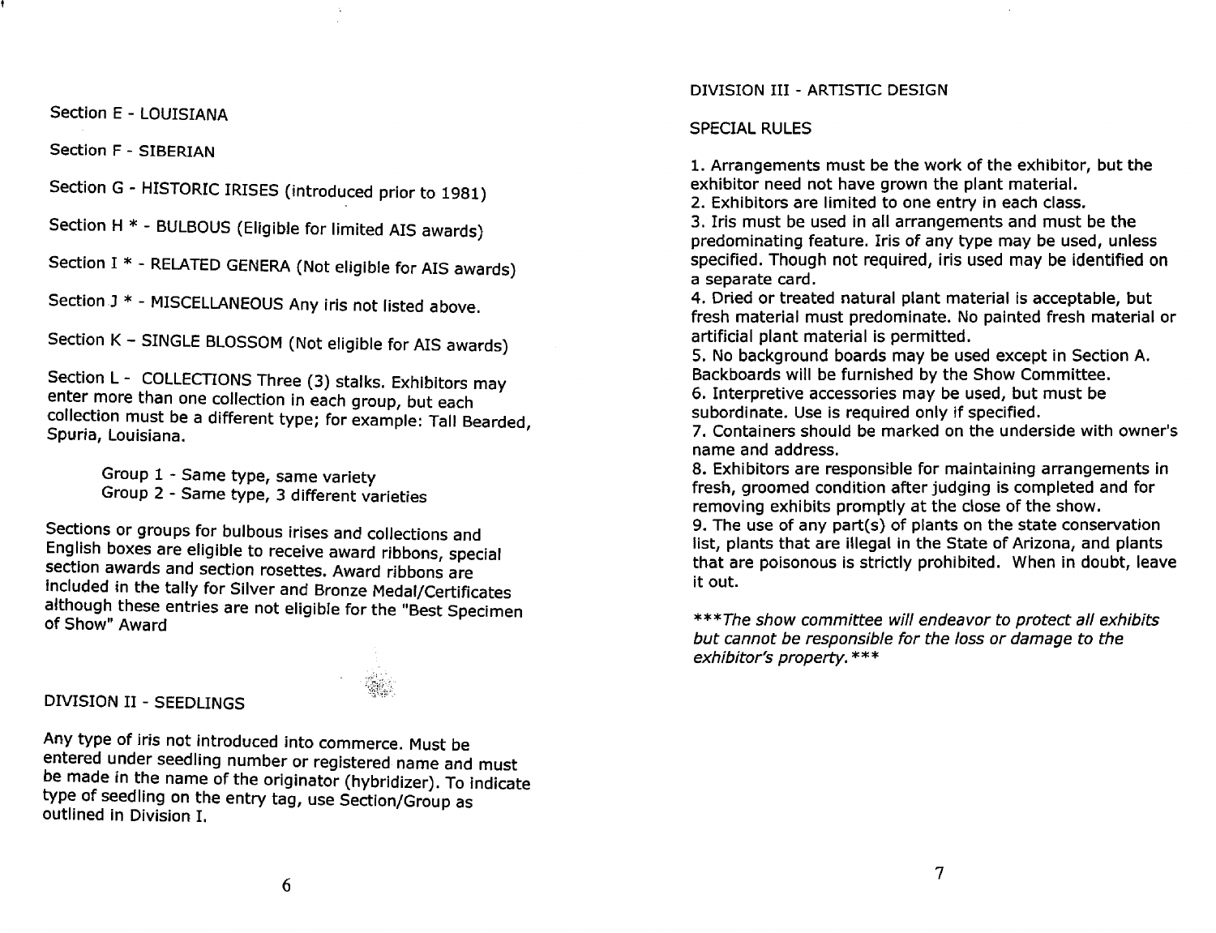Section E - LOUISIANA

Section F - SIBERIAN

Section G - HISTORIC IRISES (introduced prior to 1981)

Section H * - BULBOUS (Eligible for limited AIS awards)

Section I * - RELATED GENERA (Not eligible for AIS awards)

Section J * - MISCELLANEOUS Any iris not listed above.

Section K – SINGLE BLOSSOM (Not eligible for AIS awards)

Section L - COLLECTIONS Three (3) stalks. Exhibitors may enter more than one collection in each group, but each collection must be a different type; for example: Tall Bearded, Spuria, Louisiana.

> Group 1 - Same type, same variety
> Group 2 - Same type, 3 different varieties

Sections or groups for bulbous irises and collections and English boxes are eligible to receive award ribbons, special section awards and section rosettes. Award ribbons are included in the tally for Silver and Bronze Medal/Certificates although these entries are not eligible for the "Best Specimen of Show" Award

## DIVISION II - SEEDLINGS

Any type of iris not introduced into commerce. Must be entered under seedling number or registered name and must be made in the name of the originator (hybridizer). To indicate type of seedling on the entry tag, use Section/Group as outlined in Division I.

## DIVISION III - ARTISTIC DESIGN

### SPECIAL RULES

1. Arrangements must be the work of the exhibitor, but the exhibitor need not have grown the plant material.
2. Exhibitors are limited to one entry in each class.
3. Iris must be used in all arrangements and must be the predominating feature. Iris of any type may be used, unless specified. Though not required, iris used may be identified on a separate card.
4. Dried or treated natural plant material is acceptable, but fresh material must predominate. No painted fresh material or artificial plant material is permitted.
5. No background boards may be used except in Section A. Backboards will be furnished by the Show Committee.
6. Interpretive accessories may be used, but must be subordinate. Use is required only if specified.
7. Containers should be marked on the underside with owner's name and address.
8. Exhibitors are responsible for maintaining arrangements in fresh, groomed condition after judging is completed and for removing exhibits promptly at the close of the show.
9. The use of any part(s) of plants on the state conservation list, plants that are illegal in the State of Arizona, and plants that are poisonous is strictly prohibited. When in doubt, leave it out.

****The show committee will endeavor to protect all exhibits but cannot be responsible for the loss or damage to the exhibitor's property.****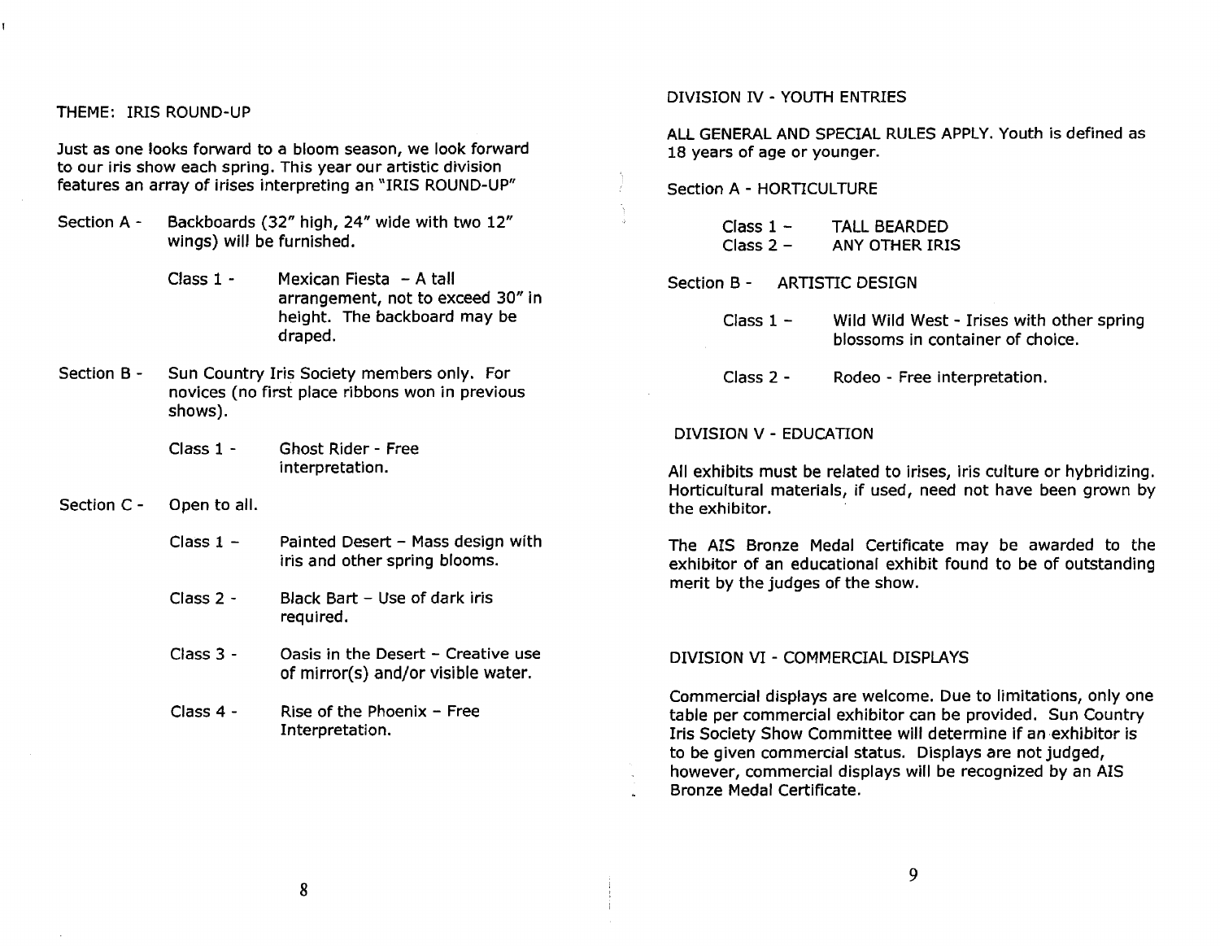THEME: IRIS ROUND-UP

Just as one looks forward to a bloom season, we look forward to our iris show each spring. This year our artistic division features an array of irises interpreting an "IRIS ROUND-UP"

Section A - Backboards (32" high, 24" wide with two 12" wings) will be furnished.

- Class 1 - Mexican Fiesta - A tall arrangement, not to exceed 30" in height. The backboard may be draped.

Section B - Sun Country Iris Society members only. For novices (no first place ribbons won in previous shows).

- Class 1 - Ghost Rider - Free interpretation.

Section C - Open to all.

- Class 1 - Painted Desert - Mass design with iris and other spring blooms.
- Class 2 - Black Bart - Use of dark iris required.
- Class 3 - Oasis in the Desert - Creative use of mirror(s) and/or visible water.
- Class 4 - Rise of the Phoenix - Free Interpretation.

## DIVISION IV - YOUTH ENTRIES

ALL GENERAL AND SPECIAL RULES APPLY. Youth is defined as 18 years of age or younger.

Section A - HORTICULTURE

- Class 1 - TALL BEARDED
- Class 2 - ANY OTHER IRIS

Section B - ARTISTIC DESIGN

- Class 1 - Wild Wild West - Irises with other spring blossoms in container of choice.
- Class 2 - Rodeo - Free interpretation.

## DIVISION V - EDUCATION

All exhibits must be related to irises, iris culture or hybridizing. Horticultural materials, if used, need not have been grown by the exhibitor.

The AIS Bronze Medal Certificate may be awarded to the exhibitor of an educational exhibit found to be of outstanding merit by the judges of the show.

## DIVISION VI - COMMERCIAL DISPLAYS

Commercial displays are welcome. Due to limitations, only one table per commercial exhibitor can be provided. Sun Country Iris Society Show Committee will determine if an exhibitor is to be given commercial status. Displays are not judged, however, commercial displays will be recognized by an AIS Bronze Medal Certificate.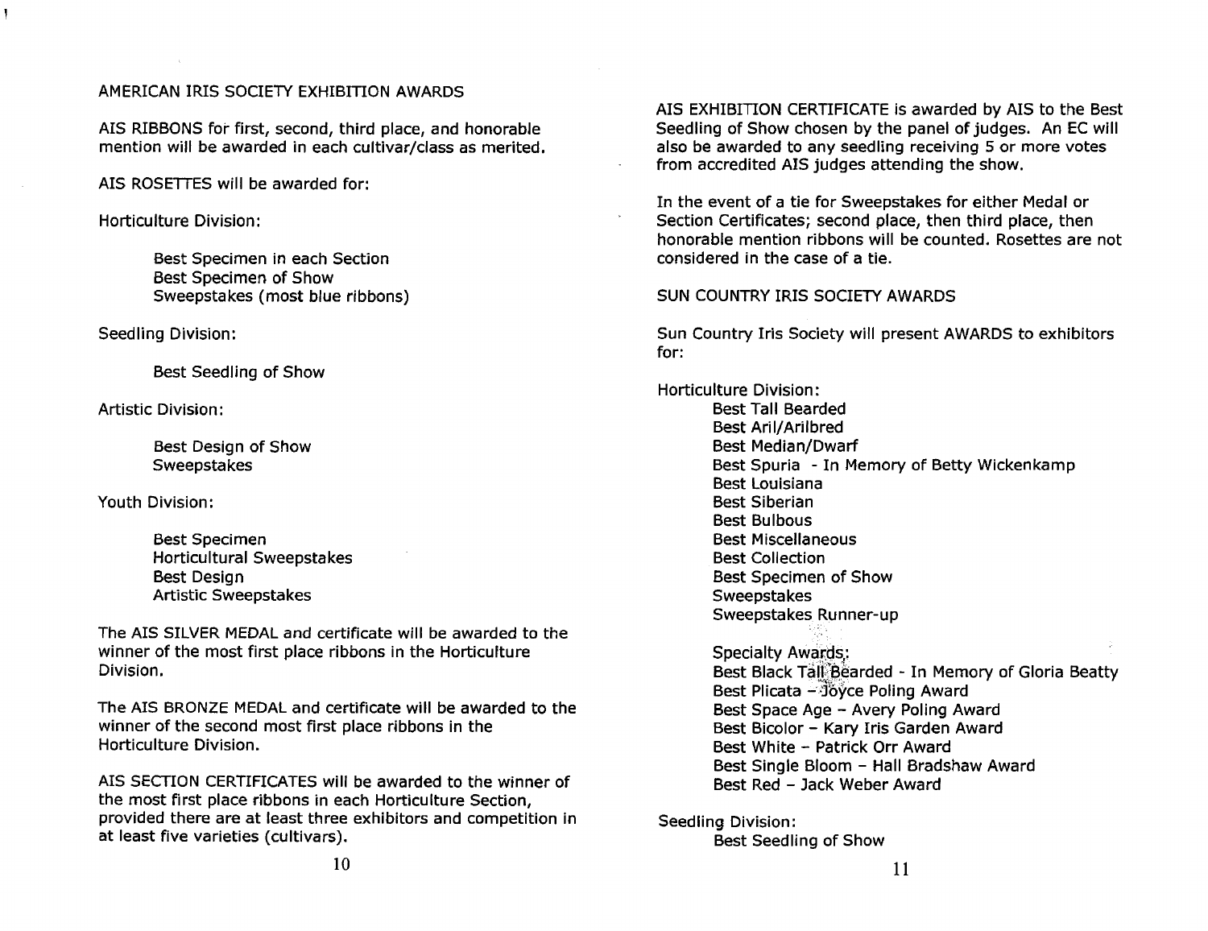## AMERICAN IRIS SOCIETY EXHIBITION AWARDS

AIS RIBBONS for first, second, third place, and honorable mention will be awarded in each cultivar/class as merited.

AIS ROSETTES will be awarded for:

Horticulture Division:

- Best Specimen in each Section
- Best Specimen of Show
- Sweepstakes (most blue ribbons)

Seedling Division:

- Best Seedling of Show

Artistic Division:

- Best Design of Show
- Sweepstakes

Youth Division:

- Best Specimen
- Horticultural Sweepstakes
- Best Design
- Artistic Sweepstakes

The AIS SILVER MEDAL and certificate will be awarded to the winner of the most first place ribbons in the Horticulture Division.

The AIS BRONZE MEDAL and certificate will be awarded to the winner of the second most first place ribbons in the Horticulture Division.

AIS SECTION CERTIFICATES will be awarded to the winner of the most first place ribbons in each Horticulture Section, provided there are at least three exhibitors and competition in at least five varieties (cultivars).

AIS EXHIBITION CERTIFICATE is awarded by AIS to the Best Seedling of Show chosen by the panel of judges. An EC will also be awarded to any seedling receiving 5 or more votes from accredited AIS judges attending the show.

In the event of a tie for Sweepstakes for either Medal or Section Certificates; second place, then third place, then honorable mention ribbons will be counted. Rosettes are not considered in the case of a tie.

## SUN COUNTRY IRIS SOCIETY AWARDS

Sun Country Iris Society will present AWARDS to exhibitors for:

Horticulture Division:

- Best Tall Bearded
- Best Aril/Arilbred
- Best Median/Dwarf
- Best Spuria - In Memory of Betty Wickenkamp
- Best Louisiana
- Best Siberian
- Best Bulbous
- Best Miscellaneous
- Best Collection
- Best Specimen of Show
- Sweepstakes
- Sweepstakes Runner-up

Specialty Awards:

- Best Black Tall Bearded - In Memory of Gloria Beatty
- Best Plicata – Joyce Poling Award
- Best Space Age – Avery Poling Award
- Best Bicolor – Kary Iris Garden Award
- Best White – Patrick Orr Award
- Best Single Bloom – Hall Bradshaw Award
- Best Red – Jack Weber Award

Seedling Division:

- Best Seedling of Show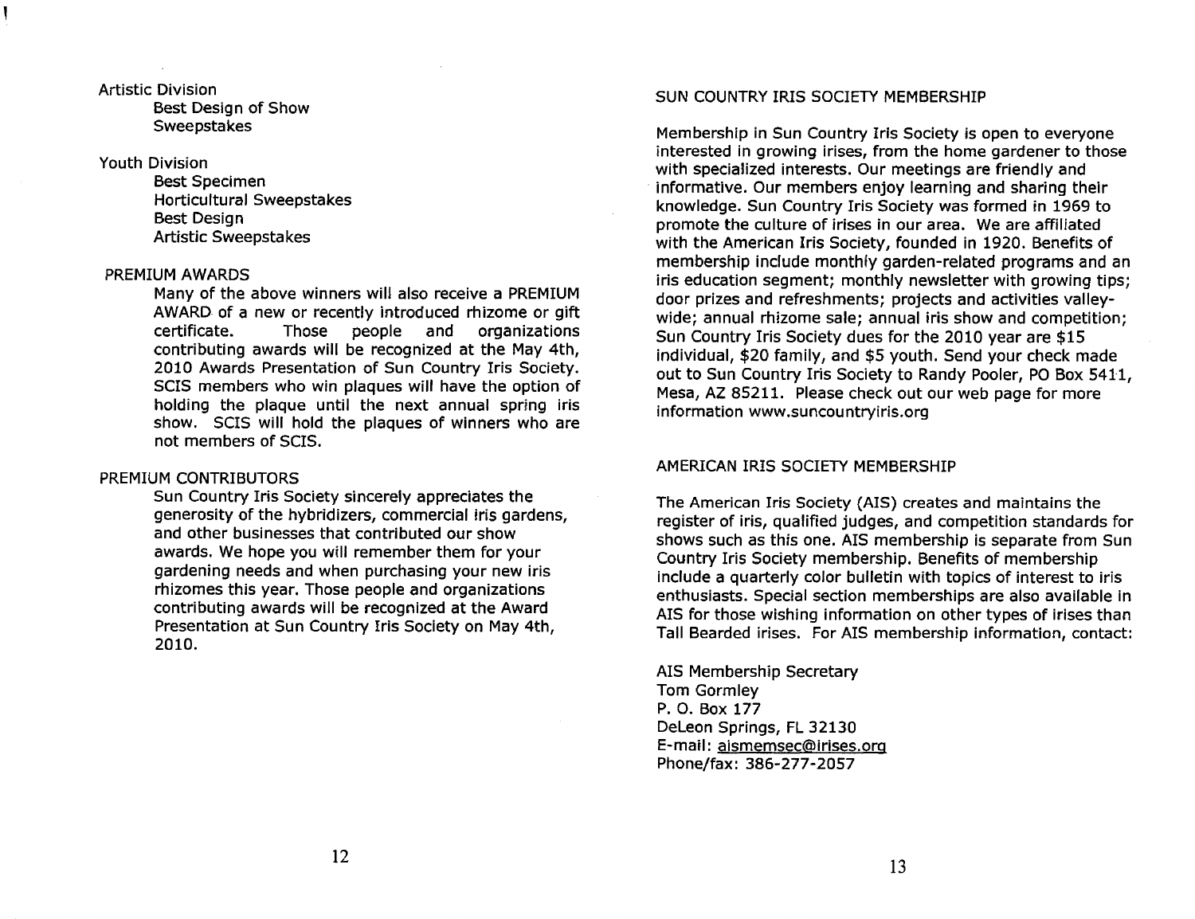Artistic Division

- Best Design of Show
- Sweepstakes

Youth Division

- Best Specimen
- Horticultural Sweepstakes
- Best Design
- Artistic Sweepstakes

PREMIUM AWARDS

Many of the above winners will also receive a PREMIUM AWARD of a new or recently introduced rhizome or gift certificate. Those people and organizations contributing awards will be recognized at the May 4th, 2010 Awards Presentation of Sun Country Iris Society. SCIS members who win plaques will have the option of holding the plaque until the next annual spring iris show. SCIS will hold the plaques of winners who are not members of SCIS.

PREMIUM CONTRIBUTORS

Sun Country Iris Society sincerely appreciates the generosity of the hybridizers, commercial iris gardens, and other businesses that contributed our show awards. We hope you will remember them for your gardening needs and when purchasing your new iris rhizomes this year. Those people and organizations contributing awards will be recognized at the Award Presentation at Sun Country Iris Society on May 4th, 2010.

SUN COUNTRY IRIS SOCIETY MEMBERSHIP

Membership in Sun Country Iris Society is open to everyone interested in growing irises, from the home gardener to those with specialized interests. Our meetings are friendly and informative. Our members enjoy learning and sharing their knowledge. Sun Country Iris Society was formed in 1969 to promote the culture of irises in our area. We are affiliated with the American Iris Society, founded in 1920. Benefits of membership include monthly garden-related programs and an iris education segment; monthly newsletter with growing tips; door prizes and refreshments; projects and activities valley-wide; annual rhizome sale; annual iris show and competition; Sun Country Iris Society dues for the 2010 year are $15 individual, $20 family, and $5 youth. Send your check made out to Sun Country Iris Society to Randy Pooler, PO Box 5411, Mesa, AZ 85211. Please check out our web page for more information www.suncountryiris.org

AMERICAN IRIS SOCIETY MEMBERSHIP

The American Iris Society (AIS) creates and maintains the register of iris, qualified judges, and competition standards for shows such as this one. AIS membership is separate from Sun Country Iris Society membership. Benefits of membership include a quarterly color bulletin with topics of interest to iris enthusiasts. Special section memberships are also available in AIS for those wishing information on other types of irises than Tall Bearded irises. For AIS membership information, contact:

AIS Membership Secretary  
Tom Gormley  
P. O. Box 177  
DeLeon Springs, FL 32130  
E-mail: aismemsec@irises.org  
Phone/fax: 386-277-2057